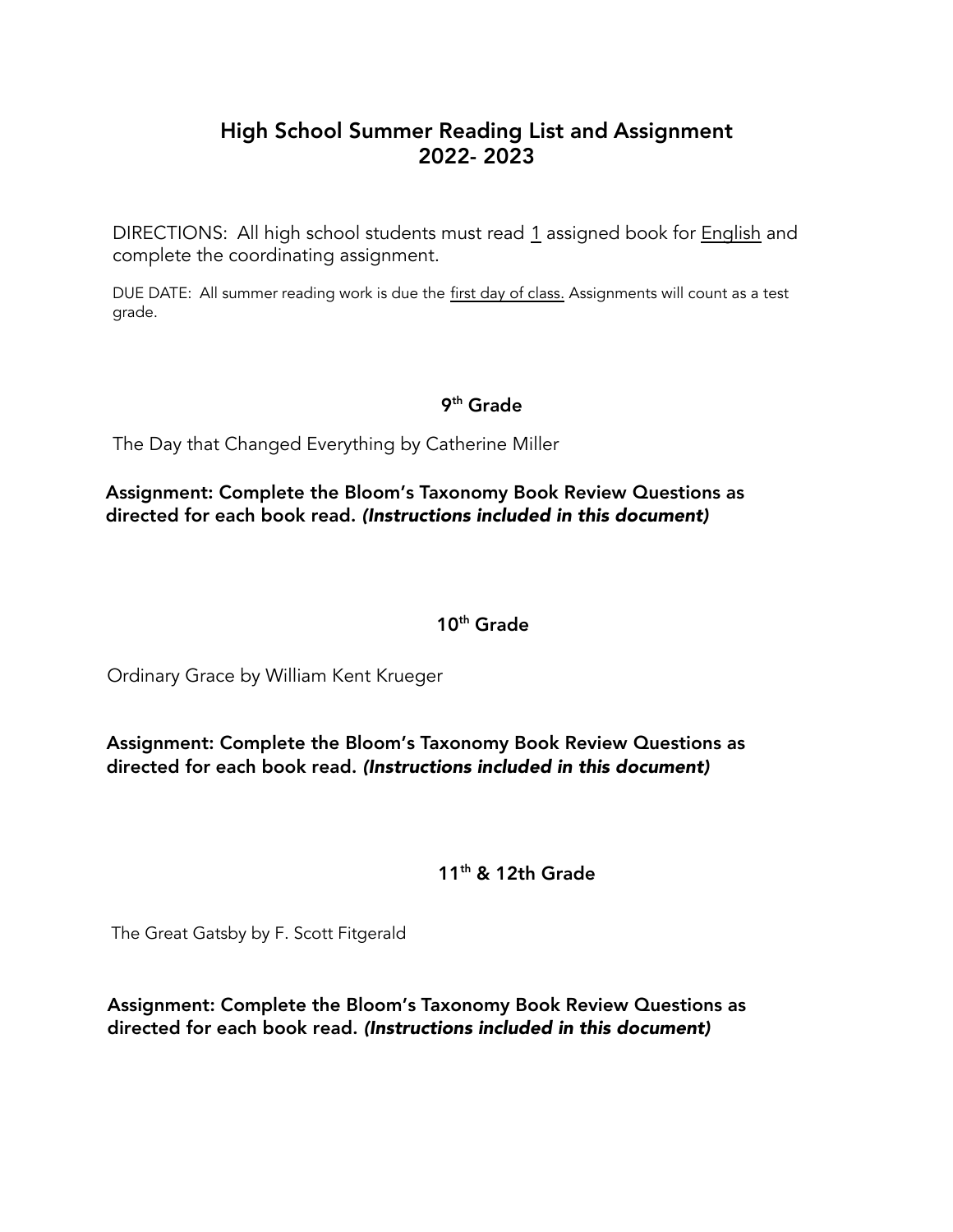# High School Summer Reading List and Assignment
# 2022- 2023

DIRECTIONS: All high school students must read 1 assigned book for English and complete the coordinating assignment.

DUE DATE: All summer reading work is due the first day of class. Assignments will count as a test grade.

## 9th Grade

The Day that Changed Everything by Catherine Miller

**Assignment: Complete the Bloom's Taxonomy Book Review Questions as directed for each book read.** ***(Instructions included in this document)***

## 10th Grade

Ordinary Grace by William Kent Krueger

**Assignment: Complete the Bloom's Taxonomy Book Review Questions as directed for each book read.** ***(Instructions included in this document)***

## 11th & 12th Grade

The Great Gatsby by F. Scott Fitgerald

**Assignment: Complete the Bloom's Taxonomy Book Review Questions as directed for each book read.** ***(Instructions included in this document)***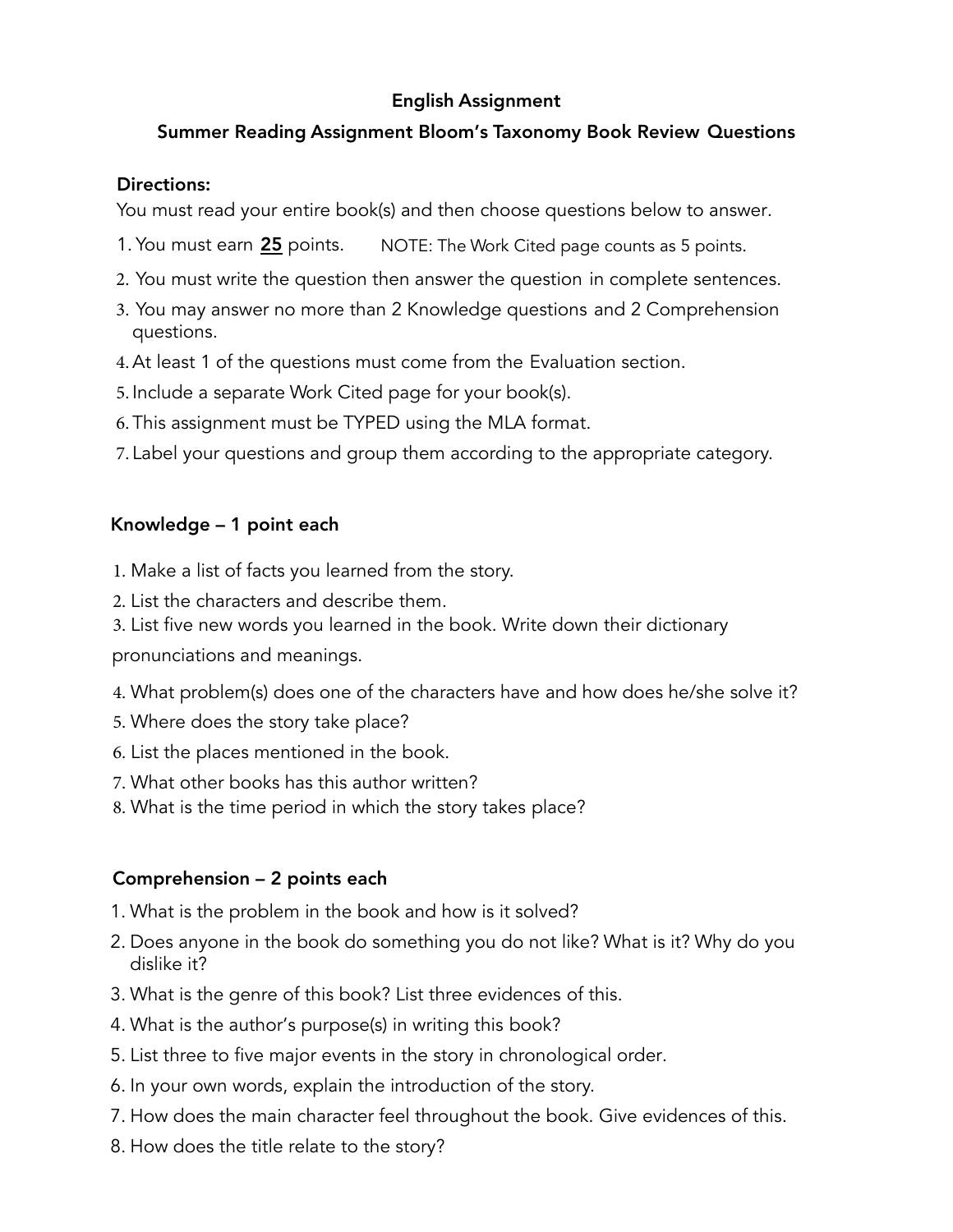**English Assignment**

**Summer Reading Assignment Bloom's Taxonomy Book Review Questions**

**Directions:**

You must read your entire book(s) and then choose questions below to answer.

1. You must earn **<u>25</u>** points. NOTE: The Work Cited page counts as 5 points.
2. You must write the question then answer the question in complete sentences.
3. You may answer no more than 2 Knowledge questions and 2 Comprehension questions.
4. At least 1 of the questions must come from the Evaluation section.
5. Include a separate Work Cited page for your book(s).
6. This assignment must be TYPED using the MLA format.
7. Label your questions and group them according to the appropriate category.

**Knowledge – 1 point each**

1. Make a list of facts you learned from the story.
2. List the characters and describe them.
3. List five new words you learned in the book. Write down their dictionary pronunciations and meanings.
4. What problem(s) does one of the characters have and how does he/she solve it?
5. Where does the story take place?
6. List the places mentioned in the book.
7. What other books has this author written?
8. What is the time period in which the story takes place?

**Comprehension – 2 points each**

1. What is the problem in the book and how is it solved?
2. Does anyone in the book do something you do not like? What is it? Why do you dislike it?
3. What is the genre of this book? List three evidences of this.
4. What is the author's purpose(s) in writing this book?
5. List three to five major events in the story in chronological order.
6. In your own words, explain the introduction of the story.
7. How does the main character feel throughout the book. Give evidences of this.
8. How does the title relate to the story?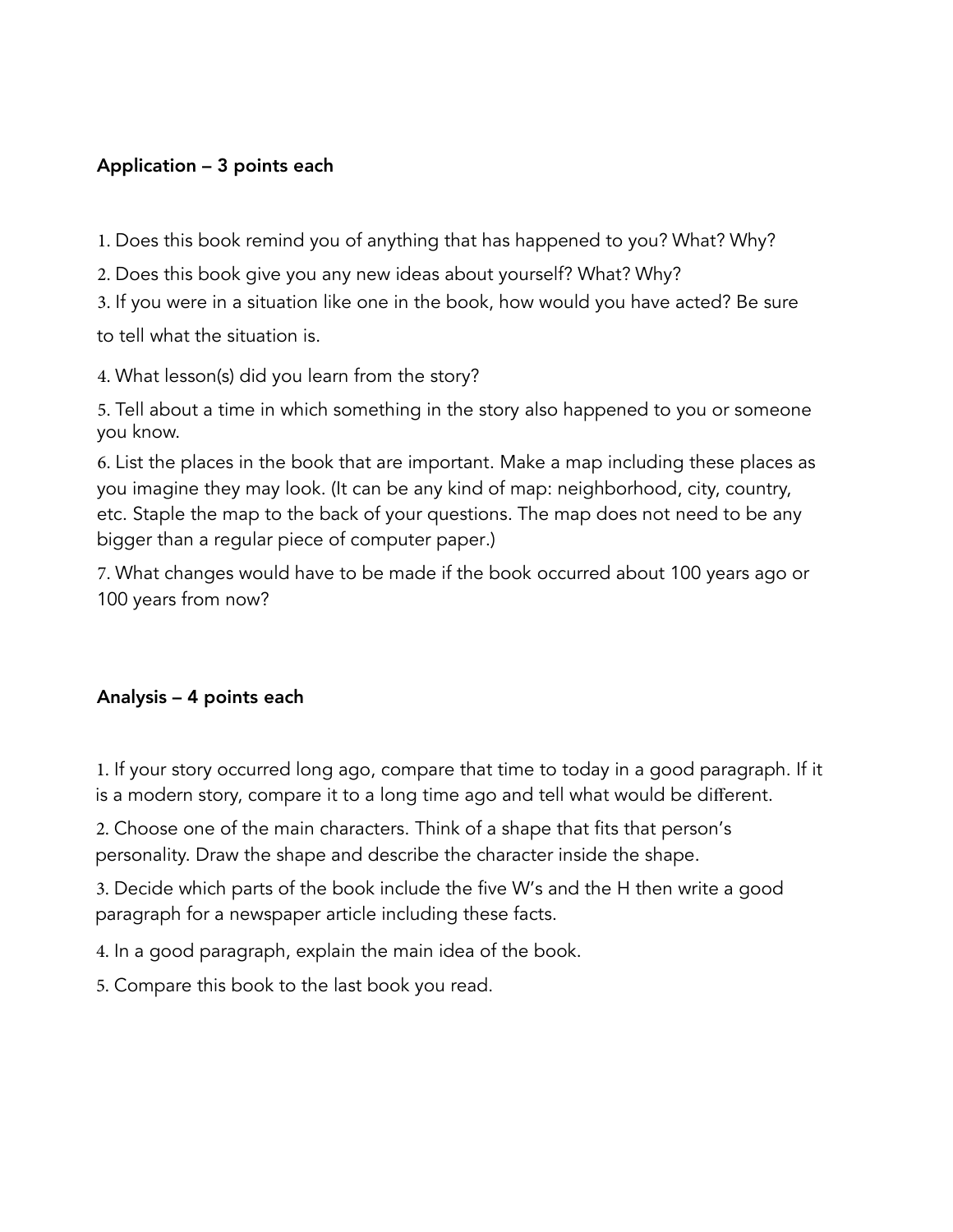**Application – 3 points each**

1. Does this book remind you of anything that has happened to you? What? Why?
2. Does this book give you any new ideas about yourself? What? Why?
3. If you were in a situation like one in the book, how would you have acted? Be sure to tell what the situation is.
4. What lesson(s) did you learn from the story?
5. Tell about a time in which something in the story also happened to you or someone you know.
6. List the places in the book that are important. Make a map including these places as you imagine they may look. (It can be any kind of map: neighborhood, city, country, etc. Staple the map to the back of your questions. The map does not need to be any bigger than a regular piece of computer paper.)
7. What changes would have to be made if the book occurred about 100 years ago or 100 years from now?

**Analysis – 4 points each**

1. If your story occurred long ago, compare that time to today in a good paragraph. If it is a modern story, compare it to a long time ago and tell what would be different.
2. Choose one of the main characters. Think of a shape that fits that person's personality. Draw the shape and describe the character inside the shape.
3. Decide which parts of the book include the five W's and the H then write a good paragraph for a newspaper article including these facts.
4. In a good paragraph, explain the main idea of the book.
5. Compare this book to the last book you read.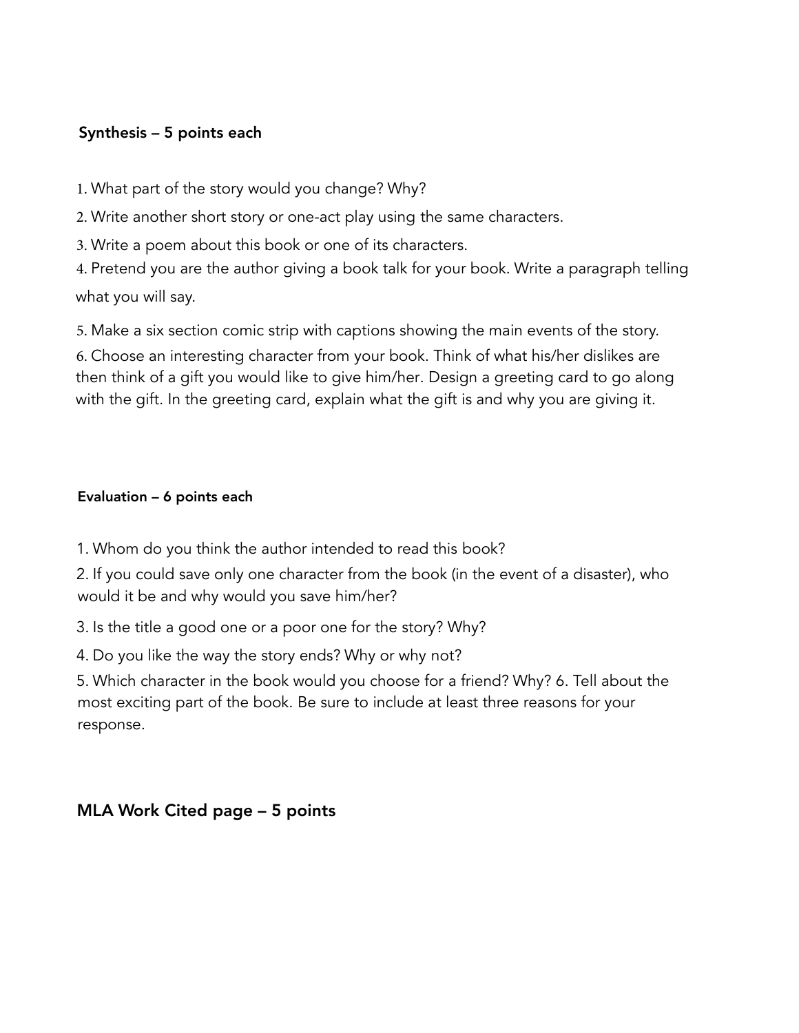### Synthesis – 5 points each

1. What part of the story would you change? Why?
2. Write another short story or one-act play using the same characters.
3. Write a poem about this book or one of its characters.
4. Pretend you are the author giving a book talk for your book. Write a paragraph telling what you will say.
5. Make a six section comic strip with captions showing the main events of the story.
6. Choose an interesting character from your book. Think of what his/her dislikes are then think of a gift you would like to give him/her. Design a greeting card to go along with the gift. In the greeting card, explain what the gift is and why you are giving it.

#### Evaluation – 6 points each

1. Whom do you think the author intended to read this book?
2. If you could save only one character from the book (in the event of a disaster), who would it be and why would you save him/her?
3. Is the title a good one or a poor one for the story? Why?
4. Do you like the way the story ends? Why or why not?
5. Which character in the book would you choose for a friend? Why? 6. Tell about the most exciting part of the book. Be sure to include at least three reasons for your response.

### MLA Work Cited page – 5 points